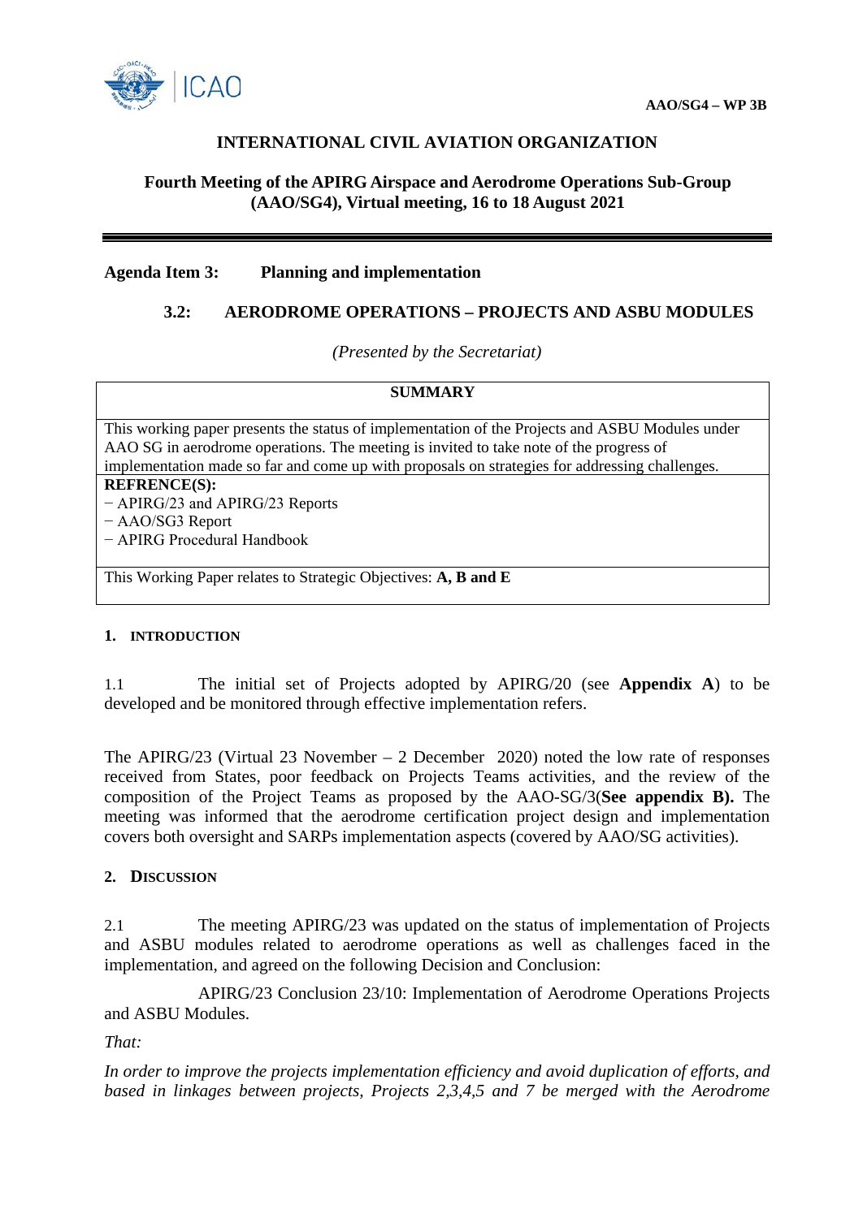AAO/SG4 – WP 3B

# INTERNATIONAL CIVIL AVIATION ORGANIZATION

## Fourth Meeting of the APIRG Airspace and Aerodrome Operations Sub-Group (AAO/SG4), Virtual meeting, 16 to 18 August 2021

**Agenda Item 3: Planning and implementation**

**3.2: AERODROME OPERATIONS – PROJECTS AND ASBU MODULES**

*(Presented by the Secretariat)*

| **SUMMARY** |
|---|
| This working paper presents the status of implementation of the Projects and ASBU Modules under AAO SG in aerodrome operations. The meeting is invited to take note of the progress of implementation made so far and come up with proposals on strategies for addressing challenges. |
| **REFRENCE(S):**<br>− APIRG/23 and APIRG/23 Reports<br>− AAO/SG3 Report<br>− APIRG Procedural Handbook |
| This Working Paper relates to Strategic Objectives: **A, B and E** |

### 1. INTRODUCTION

1.1 The initial set of Projects adopted by APIRG/20 (see **Appendix A**) to be developed and be monitored through effective implementation refers.

The APIRG/23 (Virtual 23 November – 2 December 2020) noted the low rate of responses received from States, poor feedback on Projects Teams activities, and the review of the composition of the Project Teams as proposed by the AAO-SG/3(**See appendix B).** The meeting was informed that the aerodrome certification project design and implementation covers both oversight and SARPs implementation aspects (covered by AAO/SG activities).

### 2. DISCUSSION

2.1 The meeting APIRG/23 was updated on the status of implementation of Projects and ASBU modules related to aerodrome operations as well as challenges faced in the implementation, and agreed on the following Decision and Conclusion:

APIRG/23 Conclusion 23/10: Implementation of Aerodrome Operations Projects and ASBU Modules.

*That:*

*In order to improve the projects implementation efficiency and avoid duplication of efforts, and based in linkages between projects, Projects 2,3,4,5 and 7 be merged with the Aerodrome*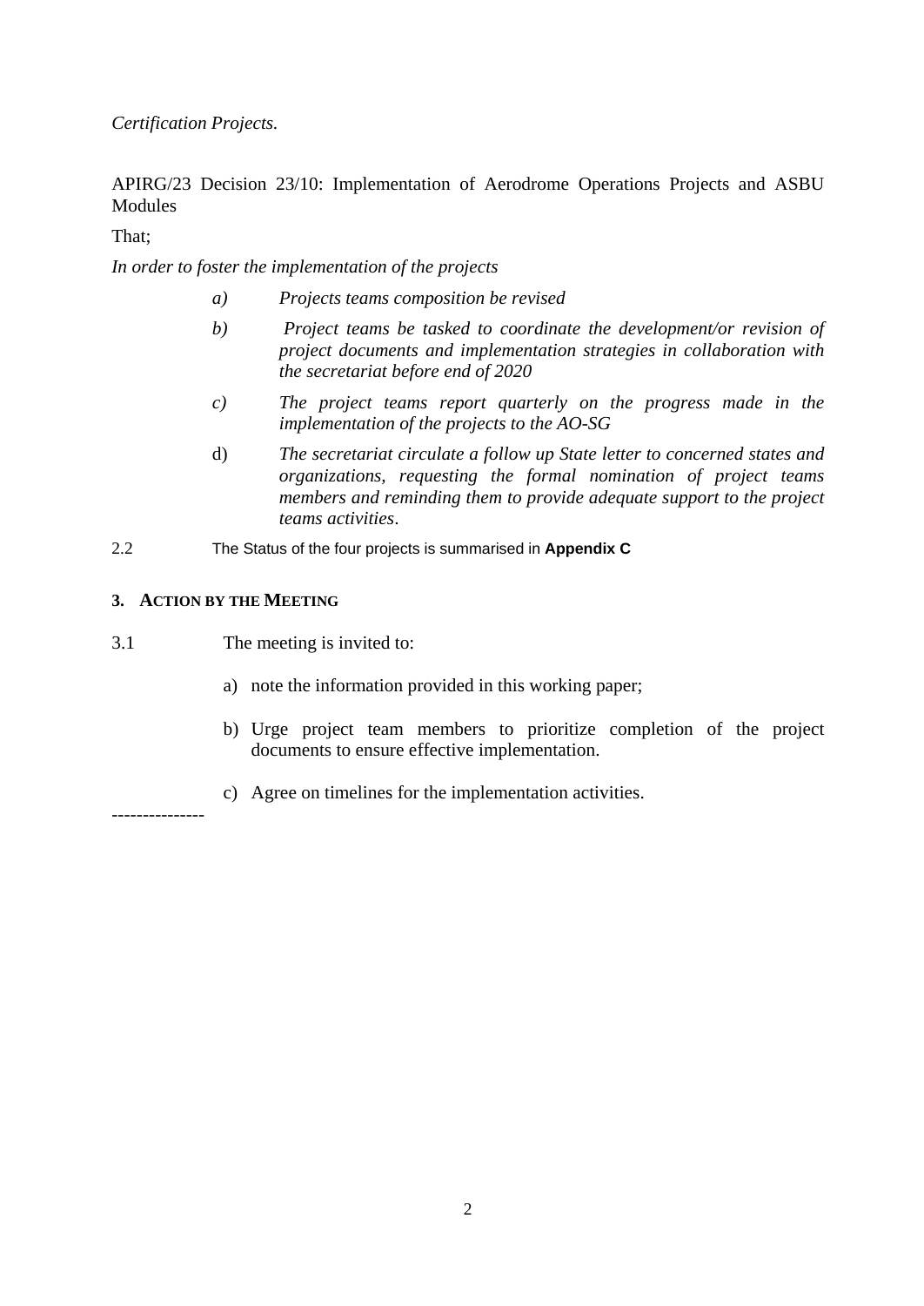*Certification Projects.*

APIRG/23 Decision 23/10: Implementation of Aerodrome Operations Projects and ASBU Modules

That;

*In order to foster the implementation of the projects*

*a)* *Projects teams composition be revised*

*b)* *Project teams be tasked to coordinate the development/or revision of project documents and implementation strategies in collaboration with the secretariat before end of 2020*

*c)* *The project teams report quarterly on the progress made in the implementation of the projects to the AO-SG*

d) *The secretariat circulate a follow up State letter to concerned states and organizations, requesting the formal nomination of project teams members and reminding them to provide adequate support to the project teams activities*.

2.2 The Status of the four projects is summarised in **Appendix C**

## 3. ACTION BY THE MEETING

3.1 The meeting is invited to:

a) note the information provided in this working paper;

b) Urge project team members to prioritize completion of the project documents to ensure effective implementation.

c) Agree on timelines for the implementation activities.

---------------